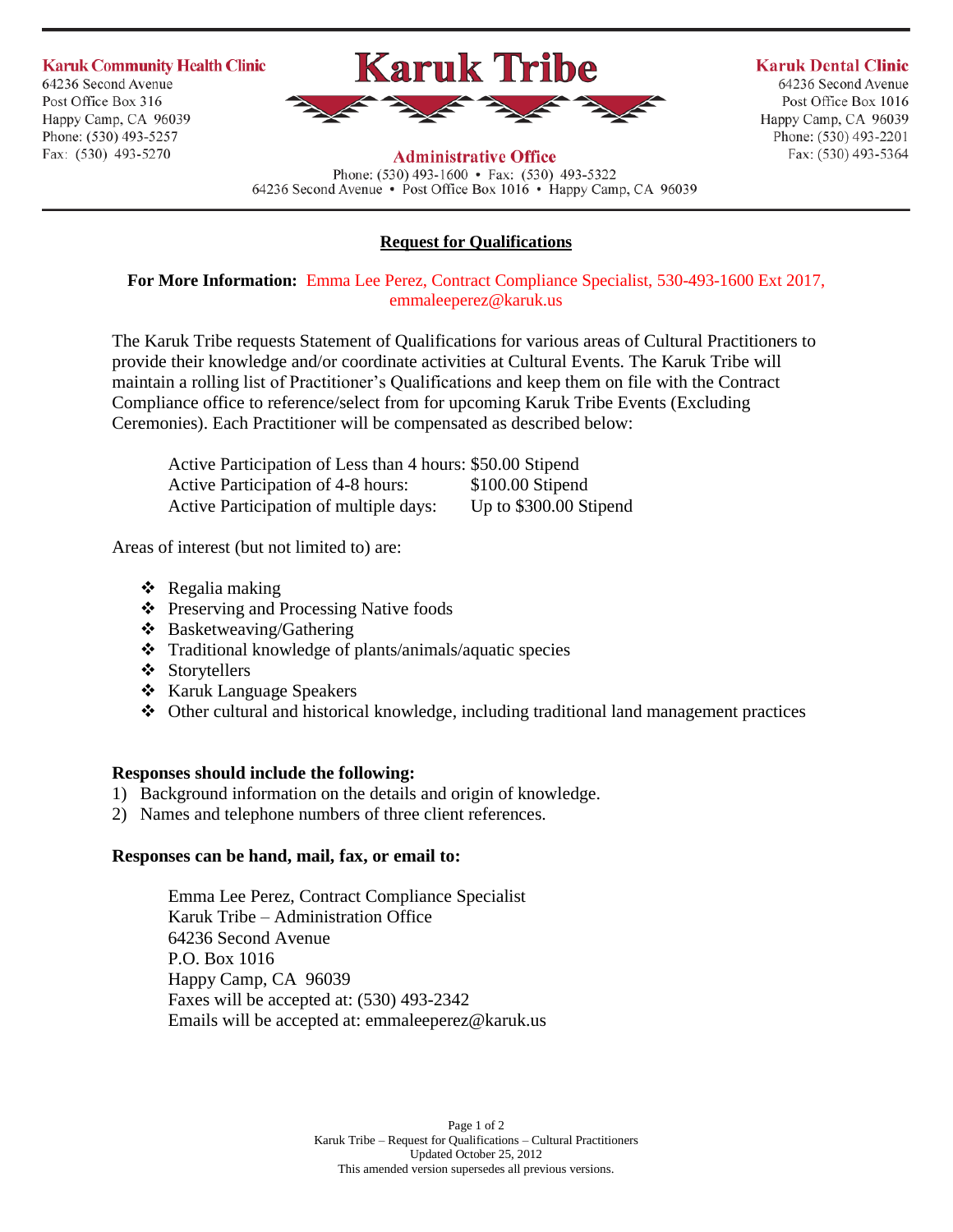**Karuk Community Health Clinic**
64236 Second Avenue
Post Office Box 316
Happy Camp, CA 96039
Phone: (530) 493-5257
Fax: (530) 493-5270

# Karuk Tribe

**Administrative Office**
Phone: (530) 493-1600 • Fax: (530) 493-5322
64236 Second Avenue • Post Office Box 1016 • Happy Camp, CA 96039

**Karuk Dental Clinic**
64236 Second Avenue
Post Office Box 1016
Happy Camp, CA 96039
Phone: (530) 493-2201
Fax: (530) 493-5364

## Request for Qualifications

**For More Information:** Emma Lee Perez, Contract Compliance Specialist, 530-493-1600 Ext 2017, emmaleeperez@karuk.us

The Karuk Tribe requests Statement of Qualifications for various areas of Cultural Practitioners to provide their knowledge and/or coordinate activities at Cultural Events. The Karuk Tribe will maintain a rolling list of Practitioner's Qualifications and keep them on file with the Contract Compliance office to reference/select from for upcoming Karuk Tribe Events (Excluding Ceremonies). Each Practitioner will be compensated as described below:

| | |
|---|---|
| Active Participation of Less than 4 hours: | $50.00 Stipend |
| Active Participation of 4-8 hours: | $100.00 Stipend |
| Active Participation of multiple days: | Up to $300.00 Stipend |

Areas of interest (but not limited to) are:

- Regalia making
- Preserving and Processing Native foods
- Basketweaving/Gathering
- Traditional knowledge of plants/animals/aquatic species
- Storytellers
- Karuk Language Speakers
- Other cultural and historical knowledge, including traditional land management practices

**Responses should include the following:**

1) Background information on the details and origin of knowledge.
2) Names and telephone numbers of three client references.

**Responses can be hand, mail, fax, or email to:**

Emma Lee Perez, Contract Compliance Specialist
Karuk Tribe – Administration Office
64236 Second Avenue
P.O. Box 1016
Happy Camp, CA 96039
Faxes will be accepted at: (530) 493-2342
Emails will be accepted at: emmaleeperez@karuk.us

Karuk Tribe – Request for Qualifications – Cultural Practitioners
Updated October 25, 2012
This amended version supersedes all previous versions.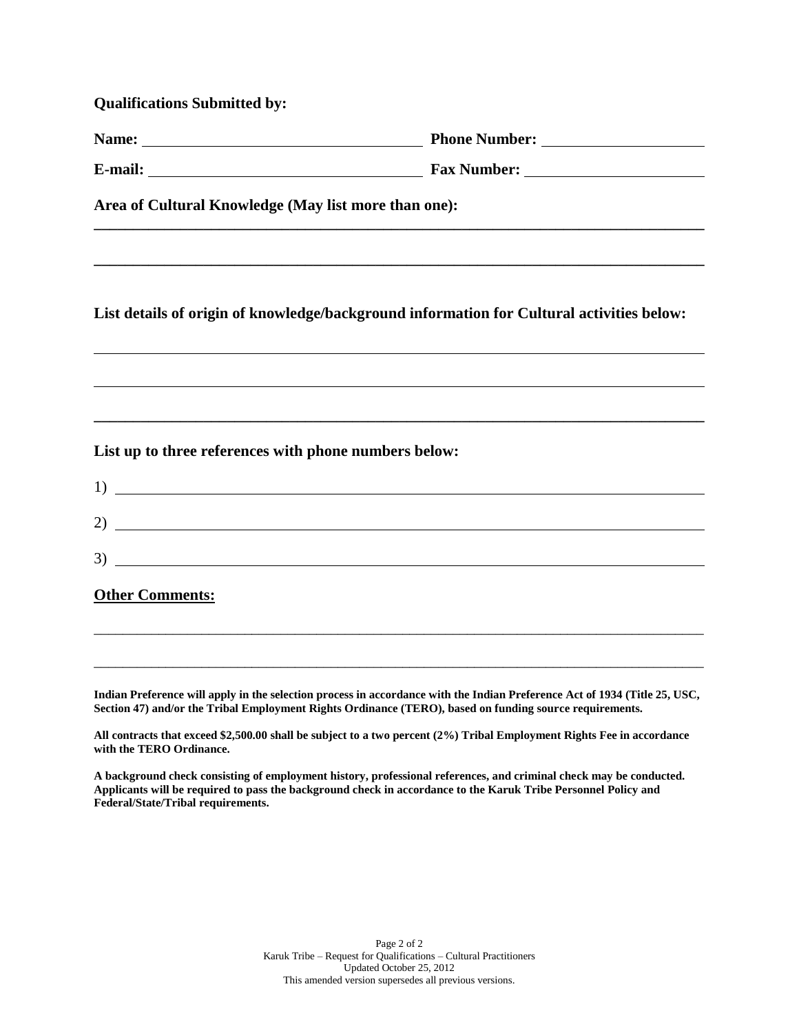**Qualifications Submitted by:**

**Name:** ______________________________ **Phone Number:** ____________________

**E-mail:** ______________________________ **Fax Number:** ____________________

**Area of Cultural Knowledge (May list more than one):**

______________________________________________________________________________

______________________________________________________________________________

**List details of origin of knowledge/background information for Cultural activities below:**

______________________________________________________________________________

______________________________________________________________________________

______________________________________________________________________________

**List up to three references with phone numbers below:**

1) ____________________________________________________________________________

2) ____________________________________________________________________________

3) ____________________________________________________________________________

**<u>Other Comments:</u>**

______________________________________________________________________________

______________________________________________________________________________

**Indian Preference will apply in the selection process in accordance with the Indian Preference Act of 1934 (Title 25, USC, Section 47) and/or the Tribal Employment Rights Ordinance (TERO), based on funding source requirements.**

**All contracts that exceed $2,500.00 shall be subject to a two percent (2%) Tribal Employment Rights Fee in accordance with the TERO Ordinance.**

**A background check consisting of employment history, professional references, and criminal check may be conducted. Applicants will be required to pass the background check in accordance to the Karuk Tribe Personnel Policy and Federal/State/Tribal requirements.**